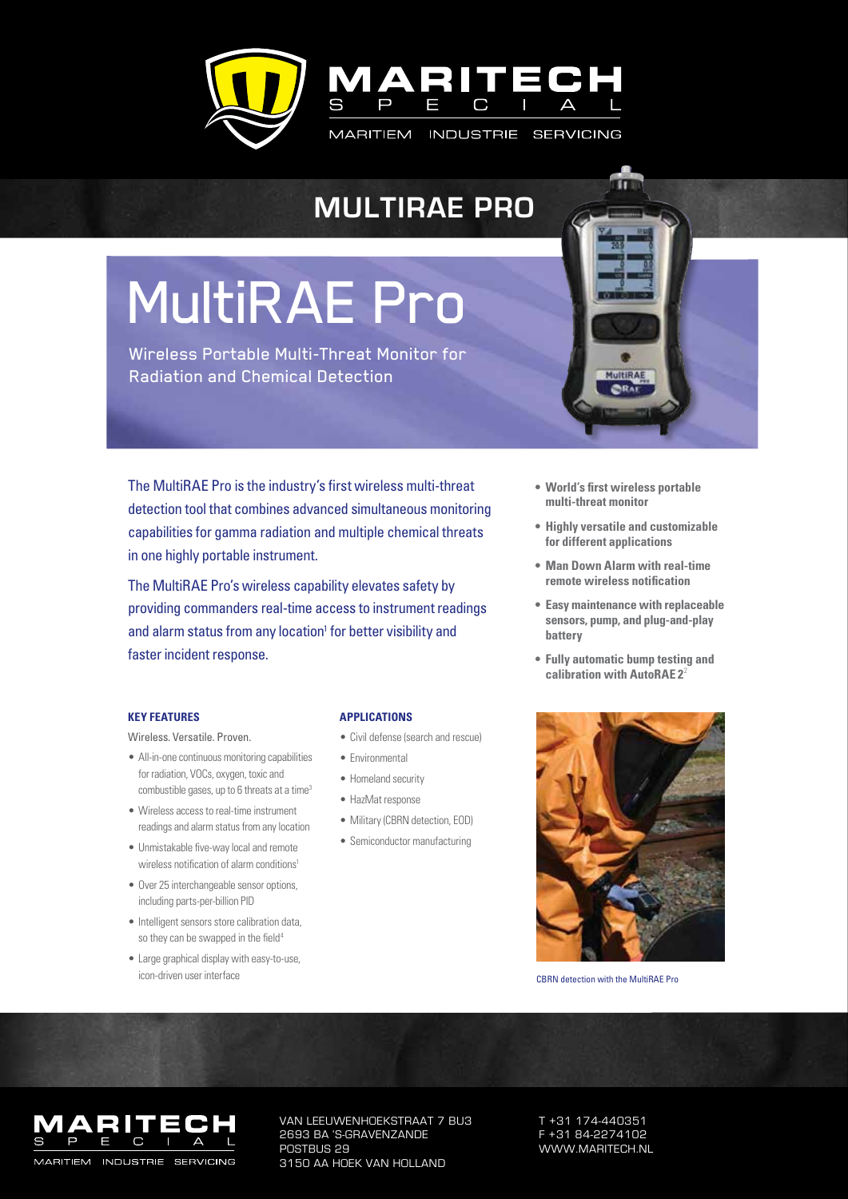MARITECH SPECIAL

MARITIEM INDUSTRIE SERVICING

# MULTIRAE PRO

## MultiRAE Pro

Wireless Portable Multi-Threat Monitor for Radiation and Chemical Detection

The MultiRAE Pro is the industry's first wireless multi-threat detection tool that combines advanced simultaneous monitoring capabilities for gamma radiation and multiple chemical threats in one highly portable instrument.

The MultiRAE Pro's wireless capability elevates safety by providing commanders real-time access to instrument readings and alarm status from any location[1] for better visibility and faster incident response.

- **World's first wireless portable multi-threat monitor**
- **Highly versatile and customizable for different applications**
- **Man Down Alarm with real-time remote wireless notification**
- **Easy maintenance with replaceable sensors, pump, and plug-and-play battery**
- **Fully automatic bump testing and calibration with AutoRAE 2[2]**

### KEY FEATURES

Wireless. Versatile. Proven.

- All-in-one continuous monitoring capabilities for radiation, VOCs, oxygen, toxic and combustible gases, up to 6 threats at a time[3]
- Wireless access to real-time instrument readings and alarm status from any location
- Unmistakable five-way local and remote wireless notification of alarm conditions[1]
- Over 25 interchangeable sensor options, including parts-per-billion PID
- Intelligent sensors store calibration data, so they can be swapped in the field[4]
- Large graphical display with easy-to-use, icon-driven user interface

### APPLICATIONS

- Civil defense (search and rescue)
- Environmental
- Homeland security
- HazMat response
- Military (CBRN detection, EOD)
- Semiconductor manufacturing

CBRN detection with the MultiRAE Pro

MARITECH SPECIAL
MARITIEM INDUSTRIE SERVICING

VAN LEEUWENHOEKSTRAAT 7 BU3
2693 BA 'S-GRAVENZANDE
POSTBUS 29
3150 AA HOEK VAN HOLLAND

T +31 174-440351
F +31 84-2274102
WWW.MARITECH.NL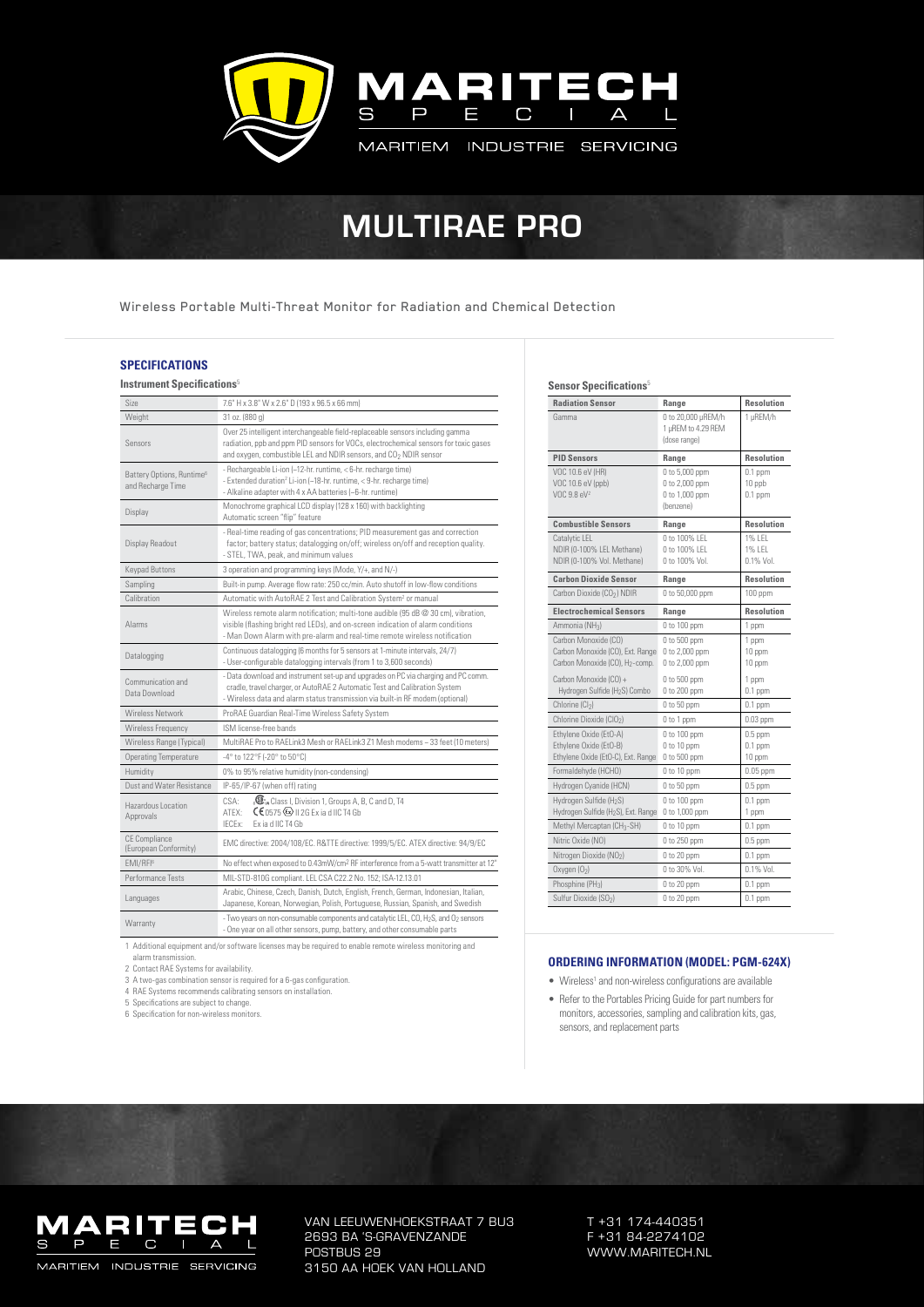# MARITECH SPECIAL

MARITIEM INDUSTRIE SERVICING

# MULTIRAE PRO

Wireless Portable Multi-Threat Monitor for Radiation and Chemical Detection

## SPECIFICATIONS

### Instrument Specifications[5]

| | |
|---|---|
| Size | 7.6" H x 3.8" W x 2.6" D (193 x 96.5 x 66 mm) |
| Weight | 31 oz. (880 g) |
| Sensors | Over 25 intelligent interchangeable field-replaceable sensors including gamma radiation, ppb and ppm PID sensors for VOCs, electrochemical sensors for toxic gases and oxygen, combustible LEL and NDIR sensors, and $CO_2$ NDIR sensor |
| Battery Options, Runtime[6] and Recharge Time | - Rechargeable Li-ion (~12-hr. runtime, < 6-hr. recharge time) - Extended duration[2] Li-ion (~18-hr. runtime, < 9-hr. recharge time) - Alkaline adapter with 4 x AA batteries (~6-hr. runtime) |
| Display | Monochrome graphical LCD display (128 x 160) with backlighting Automatic screen "flip" feature |
| Display Readout | - Real-time reading of gas concentrations; PID measurement gas and correction factor; battery status; datalogging on/off; wireless on/off and reception quality. - STEL, TWA, peak, and minimum values |
| Keypad Buttons | 3 operation and programming keys (Mode, Y/+, and N/-) |
| Sampling | Built-in pump. Average flow rate: 250 cc/min. Auto shutoff in low-flow conditions |
| Calibration | Automatic with AutoRAE 2 Test and Calibration System[2] or manual |
| Alarms | Wireless remote alarm notification; multi-tone audible (95 dB @ 30 cm), vibration, visible (flashing bright red LEDs), and on-screen indication of alarm conditions - Man Down Alarm with pre-alarm and real-time remote wireless notification |
| Datalogging | Continuous datalogging (6 months for 5 sensors at 1-minute intervals, 24/7) - User-configurable datalogging intervals (from 1 to 3,600 seconds) |
| Communication and Data Download | - Data download and instrument set-up and upgrades on PC via charging and PC comm. cradle, travel charger, or AutoRAE 2 Automatic Test and Calibration System - Wireless data and alarm status transmission via built-in RF modem (optional) |
| Wireless Network | ProRAE Guardian Real-Time Wireless Safety System |
| Wireless Frequency | ISM license-free bands |
| Wireless Range (Typical) | MultiRAE Pro to RAELink3 Mesh or RAELink3 Z1 Mesh modems ~ 33 feet (10 meters) |
| Operating Temperature | -4° to 122°F (-20° to 50°C) |
| Humidity | 0% to 95% relative humidity (non-condensing) |
| Dust and Water Resistance | IP-65/IP-67 (when off) rating |
| Hazardous Location Approvals | CSA: Class I, Division 1, Groups A, B, C and D, T4 ATEX: CE 0575 II 2G Ex ia d IIC T4 Gb IECEx: Ex ia d IIC T4 Gb |
| CE Compliance (European Conformity) | EMC directive: 2004/108/EC. R&TTE directive: 1999/5/EC. ATEX directive: 94/9/EC |
| EMI/RFI | No effect when exposed to 0.43mW/cm² RF interference from a 5-watt transmitter at 12" |
| Performance Tests | MIL-STD-810G compliant. LEL CSA C22.2 No. 152; ISA-12.13.01 |
| Languages | Arabic, Chinese, Czech, Danish, Dutch, English, French, German, Indonesian, Italian, Japanese, Korean, Norwegian, Polish, Portuguese, Russian, Spanish, and Swedish |
| Warranty | - Two years on non-consumable components and catalytic LEL, CO, $H_2S$, and $O_2$ sensors - One year on all other sensors, pump, battery, and other consumable parts |

1 Additional equipment and/or software licenses may be required to enable remote wireless monitoring and alarm transmission.
2 Contact RAE Systems for availability.
3 A two-gas combination sensor is required for a 6-gas configuration.
4 RAE Systems recommends calibrating sensors on installation.
5 Specifications are subject to change.
6 Specification for non-wireless monitors.

### Sensor Specifications[5]

| Radiation Sensor | Range | Resolution |
|---|---|---|
| Gamma | 0 to 20,000 μREM/h 1 μREM to 4.29 REM (dose range) | 1 μREM/h |
| **PID Sensors** | **Range** | **Resolution** |
| VOC 10.6 eV (HR) VOC 10.6 eV (ppb) VOC 9.8 eV[2] | 0 to 5,000 ppm 0 to 2,000 ppm 0 to 1,000 ppm (benzene) | 0.1 ppm 10 ppb 0.1 ppm |
| **Combustible Sensors** | **Range** | **Resolution** |
| Catalytic LEL NDIR (0-100% LEL Methane) NDIR (0-100% Vol. Methane) | 0 to 100% LEL 0 to 100% LEL 0 to 100% Vol. | 1% LEL 1% LEL 0.1% Vol. |
| **Carbon Dioxide Sensor** | **Range** | **Resolution** |
| Carbon Dioxide ($CO_2$) NDIR | 0 to 50,000 ppm | 100 ppm |
| **Electrochemical Sensors** | **Range** | **Resolution** |
| Ammonia ($NH_3$) | 0 to 100 ppm | 1 ppm |
| Carbon Monoxide (CO) Carbon Monoxide (CO), Ext. Range Carbon Monoxide (CO), $H_2$-comp. | 0 to 500 ppm 0 to 2,000 ppm 0 to 2,000 ppm | 1 ppm 10 ppm 10 ppm |
| Carbon Monoxide (CO) + Hydrogen Sulfide ($H_2S$) Combo | 0 to 500 ppm 0 to 200 ppm | 1 ppm 0.1 ppm |
| Chlorine ($Cl_2$) | 0 to 50 ppm | 0.1 ppm |
| Chlorine Dioxide ($ClO_2$) | 0 to 1 ppm | 0.03 ppm |
| Ethylene Oxide (EtO-A) Ethylene Oxide (EtO-B) Ethylene Oxide (EtO-C), Ext. Range | 0 to 100 ppm 0 to 10 ppm 0 to 500 ppm | 0.5 ppm 0.1 ppm 10 ppm |
| Formaldehyde (HCHO) | 0 to 10 ppm | 0.05 ppm |
| Hydrogen Cyanide (HCN) | 0 to 50 ppm | 0.5 ppm |
| Hydrogen Sulfide ($H_2S$) Hydrogen Sulfide ($H_2S$), Ext. Range | 0 to 100 ppm 0 to 1,000 ppm | 0.1 ppm 1 ppm |
| Methyl Mercaptan ($CH_3$-SH) | 0 to 10 ppm | 0.1 ppm |
| Nitric Oxide (NO) | 0 to 250 ppm | 0.5 ppm |
| Nitrogen Dioxide ($NO_2$) | 0 to 20 ppm | 0.1 ppm |
| Oxygen ($O_2$) | 0 to 30% Vol. | 0.1% Vol. |
| Phosphine ($PH_3$) | 0 to 20 ppm | 0.1 ppm |
| Sulfur Dioxide ($SO_2$) | 0 to 20 ppm | 0.1 ppm |

## ORDERING INFORMATION (MODEL: PGM-624X)

- Wireless[1] and non-wireless configurations are available
- Refer to the Portables Pricing Guide for part numbers for monitors, accessories, sampling and calibration kits, gas, sensors, and replacement parts

MARITECH SPECIAL
MARITIEM INDUSTRIE SERVICING

VAN LEEUWENHOEKSTRAAT 7 BU3
2693 BA 'S-GRAVENZANDE
POSTBUS 29
3150 AA HOEK VAN HOLLAND

T +31 174-440351
F +31 84-2274102
WWW.MARITECH.NL